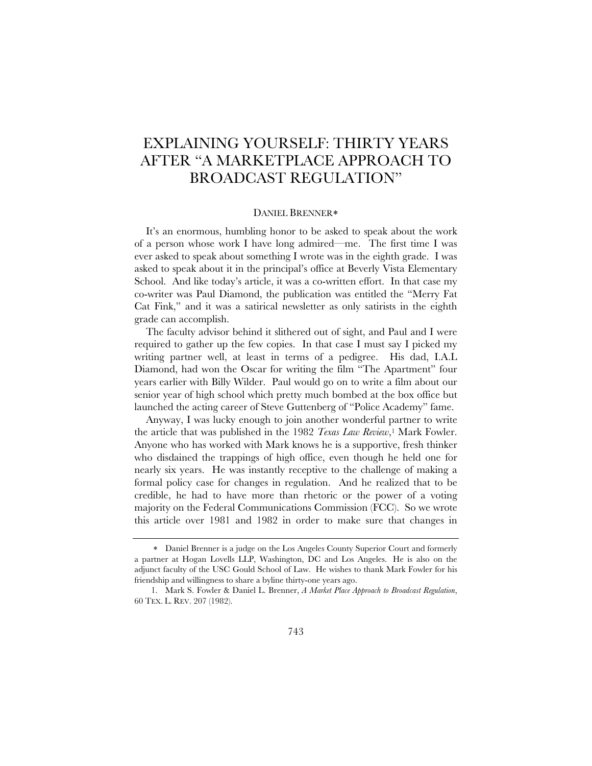# EXPLAINING YOURSELF: THIRTY YEARS AFTER "A MARKETPLACE APPROACH TO BROADCAST REGULATION"

DANIEL BRENNER*

It's an enormous, humbling honor to be asked to speak about the work of a person whose work I have long admired—me. The first time I was ever asked to speak about something I wrote was in the eighth grade. I was asked to speak about it in the principal's office at Beverly Vista Elementary School. And like today's article, it was a co-written effort. In that case my co-writer was Paul Diamond, the publication was entitled the "Merry Fat Cat Fink," and it was a satirical newsletter as only satirists in the eighth grade can accomplish.

The faculty advisor behind it slithered out of sight, and Paul and I were required to gather up the few copies. In that case I must say I picked my writing partner well, at least in terms of a pedigree. His dad, I.A.L Diamond, had won the Oscar for writing the film "The Apartment" four years earlier with Billy Wilder. Paul would go on to write a film about our senior year of high school which pretty much bombed at the box office but launched the acting career of Steve Guttenberg of "Police Academy" fame.

Anyway, I was lucky enough to join another wonderful partner to write the article that was published in the 1982 *Texas Law Review*,[1] Mark Fowler. Anyone who has worked with Mark knows he is a supportive, fresh thinker who disdained the trappings of high office, even though he held one for nearly six years. He was instantly receptive to the challenge of making a formal policy case for changes in regulation. And he realized that to be credible, he had to have more than rhetoric or the power of a voting majority on the Federal Communications Commission (FCC). So we wrote this article over 1981 and 1982 in order to make sure that changes in

---

\* Daniel Brenner is a judge on the Los Angeles County Superior Court and formerly a partner at Hogan Lovells LLP, Washington, DC and Los Angeles. He is also on the adjunct faculty of the USC Gould School of Law. He wishes to thank Mark Fowler for his friendship and willingness to share a byline thirty-one years ago.

1. Mark S. Fowler & Daniel L. Brenner, *A Market Place Approach to Broadcast Regulation*, 60 TEX. L. REV. 207 (1982).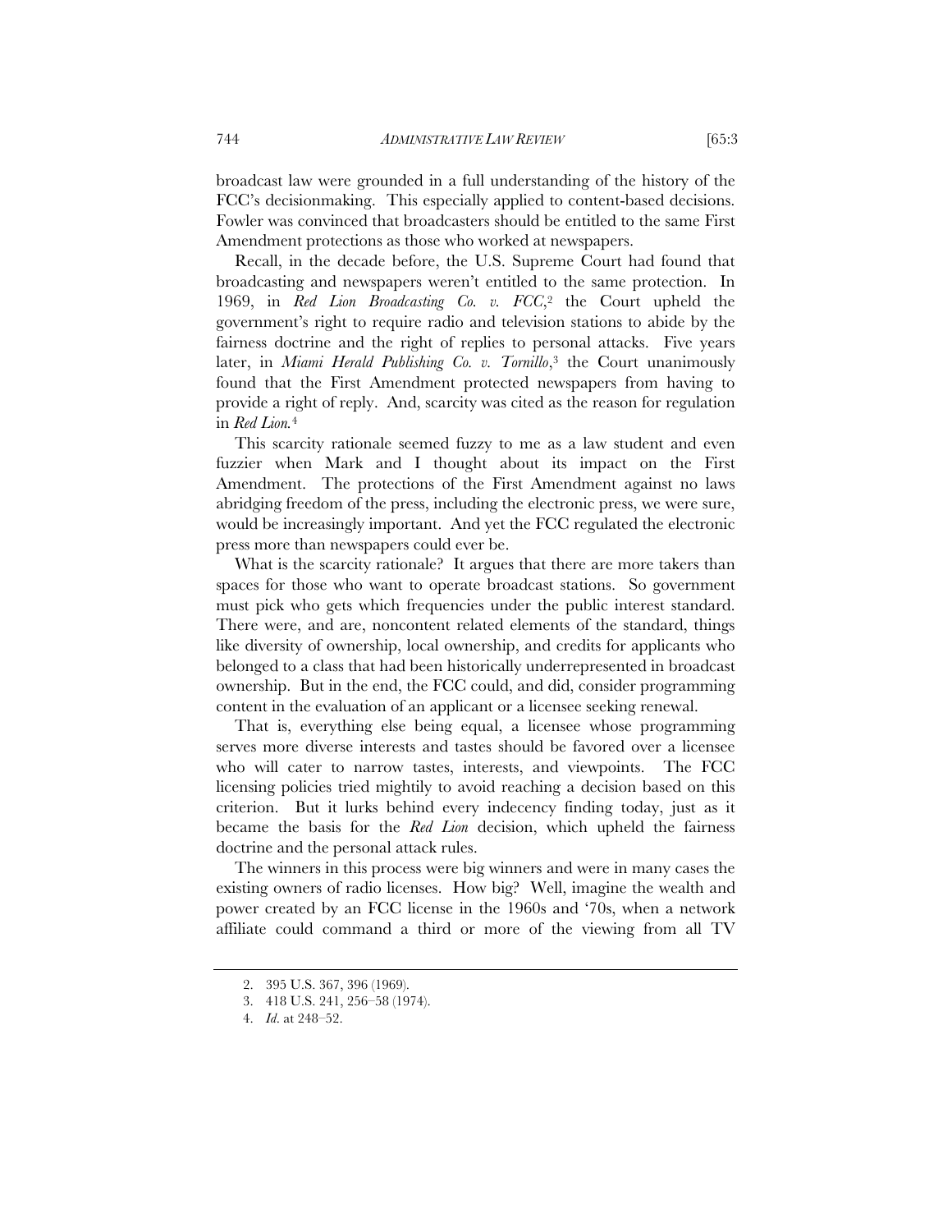broadcast law were grounded in a full understanding of the history of the FCC's decisionmaking. This especially applied to content-based decisions. Fowler was convinced that broadcasters should be entitled to the same First Amendment protections as those who worked at newspapers.

Recall, in the decade before, the U.S. Supreme Court had found that broadcasting and newspapers weren't entitled to the same protection. In 1969, in *Red Lion Broadcasting Co. v. FCC*,[2] the Court upheld the government's right to require radio and television stations to abide by the fairness doctrine and the right of replies to personal attacks. Five years later, in *Miami Herald Publishing Co. v. Tornillo*,[3] the Court unanimously found that the First Amendment protected newspapers from having to provide a right of reply. And, scarcity was cited as the reason for regulation in *Red Lion.*[4]

This scarcity rationale seemed fuzzy to me as a law student and even fuzzier when Mark and I thought about its impact on the First Amendment. The protections of the First Amendment against no laws abridging freedom of the press, including the electronic press, we were sure, would be increasingly important. And yet the FCC regulated the electronic press more than newspapers could ever be.

What is the scarcity rationale? It argues that there are more takers than spaces for those who want to operate broadcast stations. So government must pick who gets which frequencies under the public interest standard. There were, and are, noncontent related elements of the standard, things like diversity of ownership, local ownership, and credits for applicants who belonged to a class that had been historically underrepresented in broadcast ownership. But in the end, the FCC could, and did, consider programming content in the evaluation of an applicant or a licensee seeking renewal.

That is, everything else being equal, a licensee whose programming serves more diverse interests and tastes should be favored over a licensee who will cater to narrow tastes, interests, and viewpoints. The FCC licensing policies tried mightily to avoid reaching a decision based on this criterion. But it lurks behind every indecency finding today, just as it became the basis for the *Red Lion* decision, which upheld the fairness doctrine and the personal attack rules.

The winners in this process were big winners and were in many cases the existing owners of radio licenses. How big? Well, imagine the wealth and power created by an FCC license in the 1960s and '70s, when a network affiliate could command a third or more of the viewing from all TV

2. 395 U.S. 367, 396 (1969).

3. 418 U.S. 241, 256–58 (1974).

4. *Id.* at 248–52.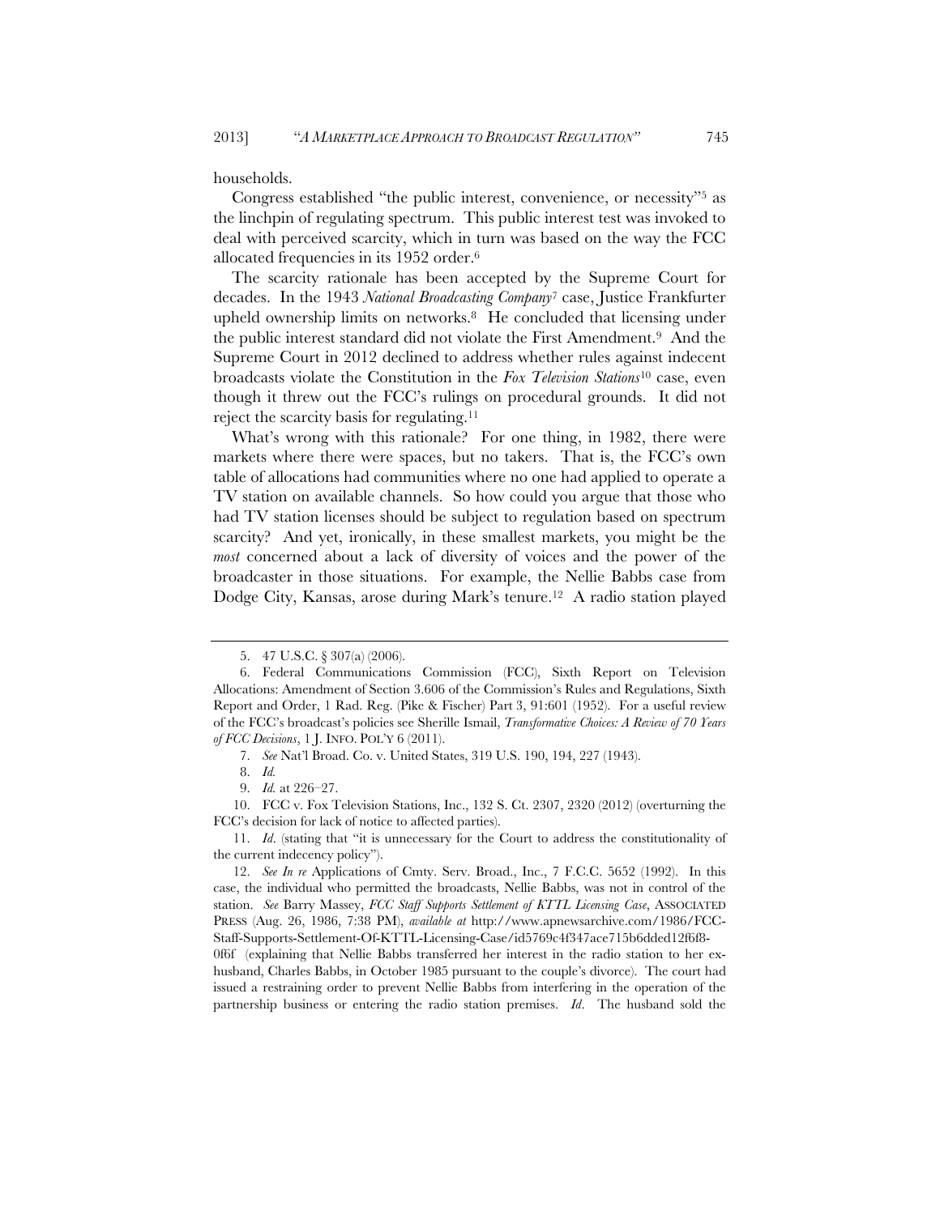households.

Congress established "the public interest, convenience, or necessity"[5] as the linchpin of regulating spectrum. This public interest test was invoked to deal with perceived scarcity, which in turn was based on the way the FCC allocated frequencies in its 1952 order.[6]

The scarcity rationale has been accepted by the Supreme Court for decades. In the 1943 *National Broadcasting Company*[7] case, Justice Frankfurter upheld ownership limits on networks.[8] He concluded that licensing under the public interest standard did not violate the First Amendment.[9] And the Supreme Court in 2012 declined to address whether rules against indecent broadcasts violate the Constitution in the *Fox Television Stations*[10] case, even though it threw out the FCC's rulings on procedural grounds. It did not reject the scarcity basis for regulating.[11]

What's wrong with this rationale? For one thing, in 1982, there were markets where there were spaces, but no takers. That is, the FCC's own table of allocations had communities where no one had applied to operate a TV station on available channels. So how could you argue that those who had TV station licenses should be subject to regulation based on spectrum scarcity? And yet, ironically, in these smallest markets, you might be the *most* concerned about a lack of diversity of voices and the power of the broadcaster in those situations. For example, the Nellie Babbs case from Dodge City, Kansas, arose during Mark's tenure.[12] A radio station played

---

5. 47 U.S.C. § 307(a) (2006).

6. Federal Communications Commission (FCC), Sixth Report on Television Allocations: Amendment of Section 3.606 of the Commission's Rules and Regulations, Sixth Report and Order, 1 Rad. Reg. (Pike & Fischer) Part 3, 91:601 (1952). For a useful review of the FCC's broadcast's policies see Sherille Ismail, *Transformative Choices: A Review of 70 Years of FCC Decisions*, 1 J. INFO. POL'Y 6 (2011).

7. *See* Nat'l Broad. Co. v. United States, 319 U.S. 190, 194, 227 (1943).

8. *Id.*

9. *Id.* at 226–27.

10. FCC v. Fox Television Stations, Inc., 132 S. Ct. 2307, 2320 (2012) (overturning the FCC's decision for lack of notice to affected parties).

11. *Id*. (stating that "it is unnecessary for the Court to address the constitutionality of the current indecency policy").

12. *See In re* Applications of Cmty. Serv. Broad., Inc., 7 F.C.C. 5652 (1992). In this case, the individual who permitted the broadcasts, Nellie Babbs, was not in control of the station. *See* Barry Massey, *FCC Staff Supports Settlement of KTTL Licensing Case*, ASSOCIATED PRESS (Aug. 26, 1986, 7:38 PM), *available at* http://www.apnewsarchive.com/1986/FCC-Staff-Supports-Settlement-Of-KTTL-Licensing-Case/id5769c4f347ace715b6dded12f6f8-0f6f (explaining that Nellie Babbs transferred her interest in the radio station to her ex-husband, Charles Babbs, in October 1985 pursuant to the couple's divorce). The court had issued a restraining order to prevent Nellie Babbs from interfering in the operation of the partnership business or entering the radio station premises. *Id*. The husband sold the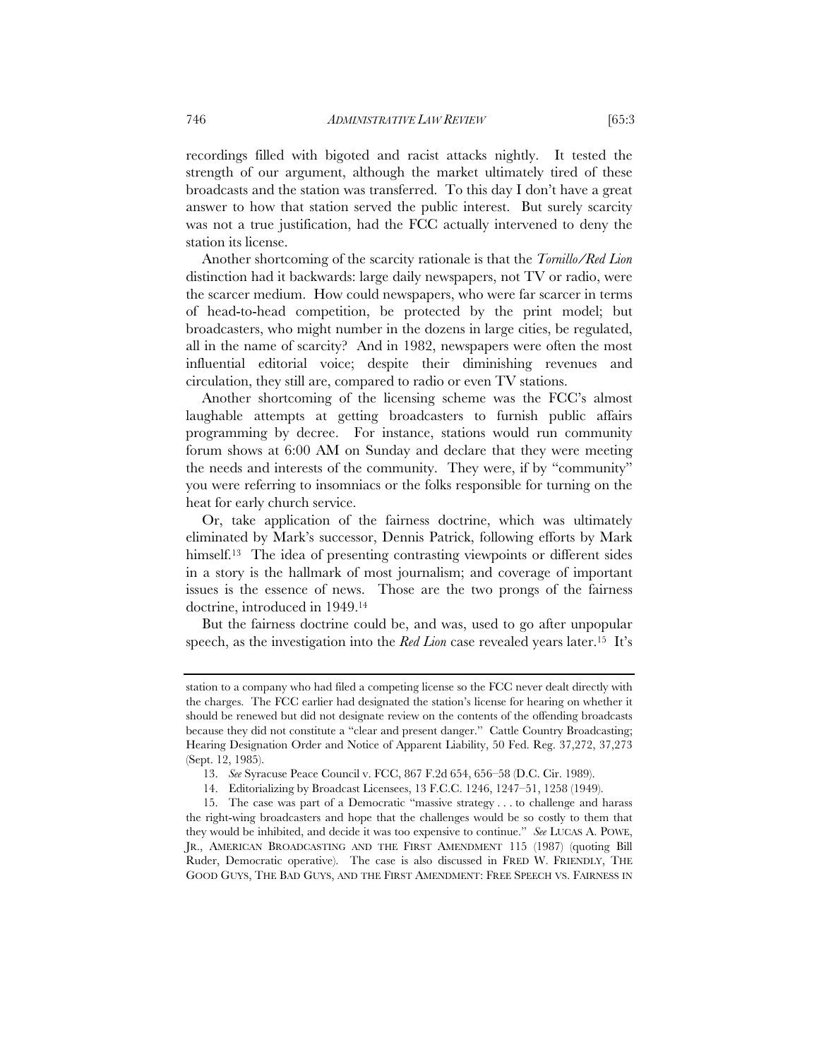recordings filled with bigoted and racist attacks nightly. It tested the strength of our argument, although the market ultimately tired of these broadcasts and the station was transferred. To this day I don't have a great answer to how that station served the public interest. But surely scarcity was not a true justification, had the FCC actually intervened to deny the station its license.

Another shortcoming of the scarcity rationale is that the *Tornillo/Red Lion* distinction had it backwards: large daily newspapers, not TV or radio, were the scarcer medium. How could newspapers, who were far scarcer in terms of head-to-head competition, be protected by the print model; but broadcasters, who might number in the dozens in large cities, be regulated, all in the name of scarcity? And in 1982, newspapers were often the most influential editorial voice; despite their diminishing revenues and circulation, they still are, compared to radio or even TV stations.

Another shortcoming of the licensing scheme was the FCC's almost laughable attempts at getting broadcasters to furnish public affairs programming by decree. For instance, stations would run community forum shows at 6:00 AM on Sunday and declare that they were meeting the needs and interests of the community. They were, if by "community" you were referring to insomniacs or the folks responsible for turning on the heat for early church service.

Or, take application of the fairness doctrine, which was ultimately eliminated by Mark's successor, Dennis Patrick, following efforts by Mark himself.[13] The idea of presenting contrasting viewpoints or different sides in a story is the hallmark of most journalism; and coverage of important issues is the essence of news. Those are the two prongs of the fairness doctrine, introduced in 1949.[14]

But the fairness doctrine could be, and was, used to go after unpopular speech, as the investigation into the *Red Lion* case revealed years later.[15] It's

---

station to a company who had filed a competing license so the FCC never dealt directly with the charges. The FCC earlier had designated the station's license for hearing on whether it should be renewed but did not designate review on the contents of the offending broadcasts because they did not constitute a "clear and present danger." Cattle Country Broadcasting; Hearing Designation Order and Notice of Apparent Liability, 50 Fed. Reg. 37,272, 37,273 (Sept. 12, 1985).

13. *See* Syracuse Peace Council v. FCC, 867 F.2d 654, 656–58 (D.C. Cir. 1989).

14. Editorializing by Broadcast Licensees, 13 F.C.C. 1246, 1247–51, 1258 (1949).

15. The case was part of a Democratic "massive strategy . . . to challenge and harass the right-wing broadcasters and hope that the challenges would be so costly to them that they would be inhibited, and decide it was too expensive to continue." *See* LUCAS A. POWE, JR., AMERICAN BROADCASTING AND THE FIRST AMENDMENT 115 (1987) (quoting Bill Ruder, Democratic operative). The case is also discussed in FRED W. FRIENDLY, THE GOOD GUYS, THE BAD GUYS, AND THE FIRST AMENDMENT: FREE SPEECH VS. FAIRNESS IN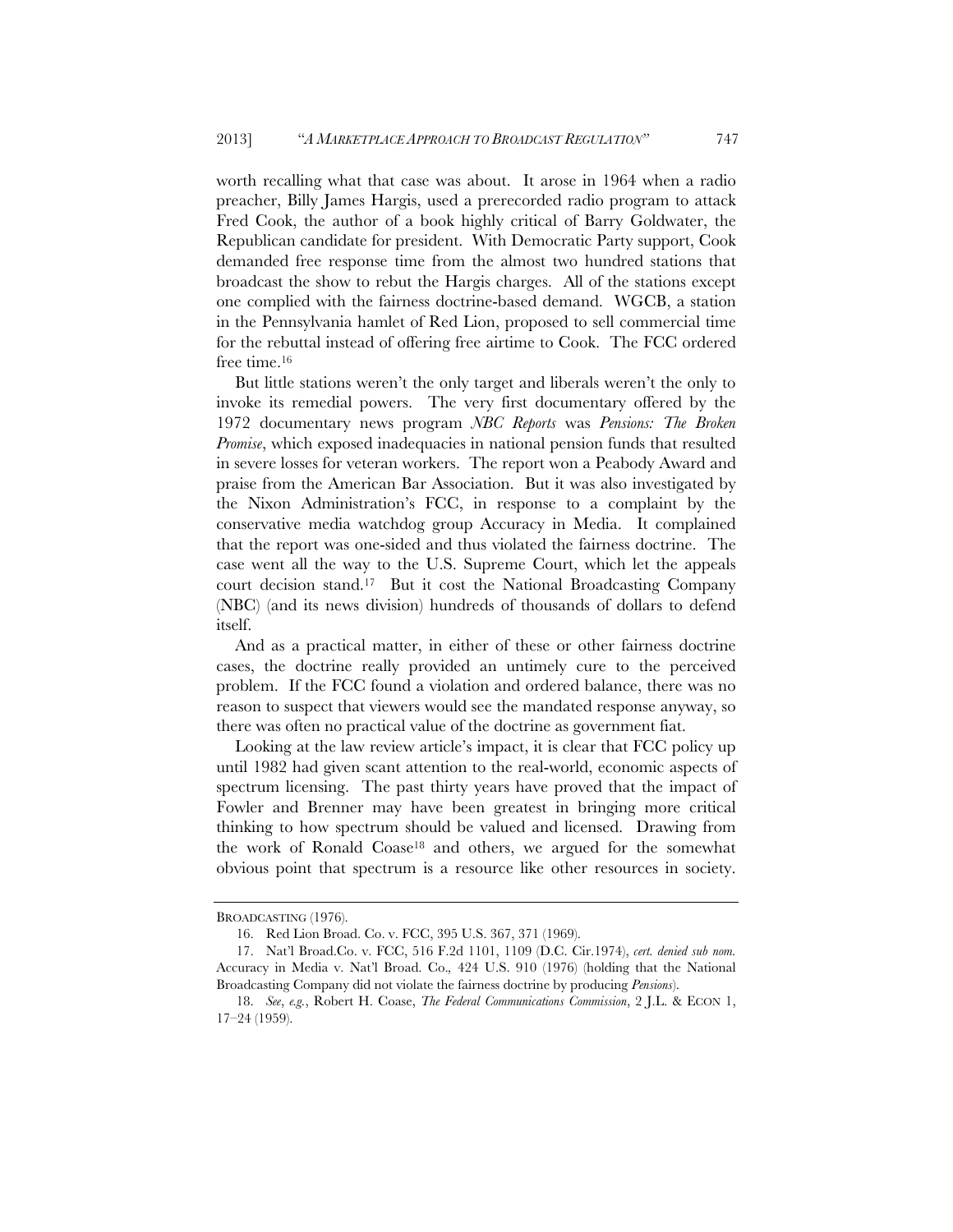worth recalling what that case was about. It arose in 1964 when a radio preacher, Billy James Hargis, used a prerecorded radio program to attack Fred Cook, the author of a book highly critical of Barry Goldwater, the Republican candidate for president. With Democratic Party support, Cook demanded free response time from the almost two hundred stations that broadcast the show to rebut the Hargis charges. All of the stations except one complied with the fairness doctrine-based demand. WGCB, a station in the Pennsylvania hamlet of Red Lion, proposed to sell commercial time for the rebuttal instead of offering free airtime to Cook. The FCC ordered free time.[16]

But little stations weren't the only target and liberals weren't the only to invoke its remedial powers. The very first documentary offered by the 1972 documentary news program *NBC Reports* was *Pensions: The Broken Promise*, which exposed inadequacies in national pension funds that resulted in severe losses for veteran workers. The report won a Peabody Award and praise from the American Bar Association. But it was also investigated by the Nixon Administration's FCC, in response to a complaint by the conservative media watchdog group Accuracy in Media. It complained that the report was one-sided and thus violated the fairness doctrine. The case went all the way to the U.S. Supreme Court, which let the appeals court decision stand.[17] But it cost the National Broadcasting Company (NBC) (and its news division) hundreds of thousands of dollars to defend itself.

And as a practical matter, in either of these or other fairness doctrine cases, the doctrine really provided an untimely cure to the perceived problem. If the FCC found a violation and ordered balance, there was no reason to suspect that viewers would see the mandated response anyway, so there was often no practical value of the doctrine as government fiat.

Looking at the law review article's impact, it is clear that FCC policy up until 1982 had given scant attention to the real-world, economic aspects of spectrum licensing. The past thirty years have proved that the impact of Fowler and Brenner may have been greatest in bringing more critical thinking to how spectrum should be valued and licensed. Drawing from the work of Ronald Coase[18] and others, we argued for the somewhat obvious point that spectrum is a resource like other resources in society.

---

BROADCASTING (1976).

16. Red Lion Broad. Co. v. FCC, 395 U.S. 367, 371 (1969).

17. Nat'l Broad.Co. v. FCC, 516 F.2d 1101, 1109 (D.C. Cir.1974), *cert. denied sub nom.* Accuracy in Media v. Nat'l Broad. Co., 424 U.S. 910 (1976) (holding that the National Broadcasting Company did not violate the fairness doctrine by producing *Pensions*).

18. *See*, *e.g.*, Robert H. Coase, *The Federal Communications Commission*, 2 J.L. & ECON 1, 17–24 (1959).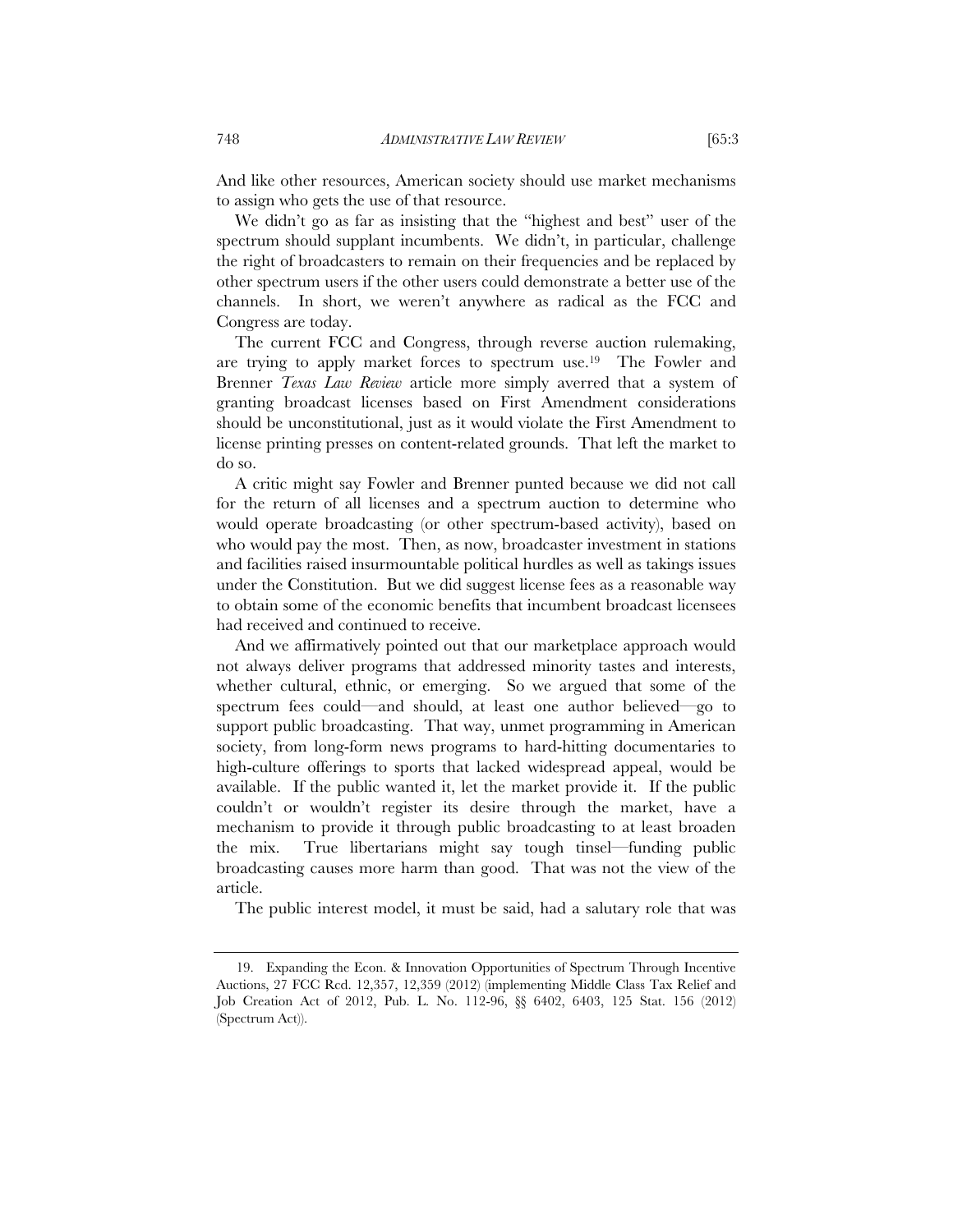And like other resources, American society should use market mechanisms to assign who gets the use of that resource.

We didn't go as far as insisting that the "highest and best" user of the spectrum should supplant incumbents. We didn't, in particular, challenge the right of broadcasters to remain on their frequencies and be replaced by other spectrum users if the other users could demonstrate a better use of the channels. In short, we weren't anywhere as radical as the FCC and Congress are today.

The current FCC and Congress, through reverse auction rulemaking, are trying to apply market forces to spectrum use.[19] The Fowler and Brenner *Texas Law Review* article more simply averred that a system of granting broadcast licenses based on First Amendment considerations should be unconstitutional, just as it would violate the First Amendment to license printing presses on content-related grounds. That left the market to do so.

A critic might say Fowler and Brenner punted because we did not call for the return of all licenses and a spectrum auction to determine who would operate broadcasting (or other spectrum-based activity), based on who would pay the most. Then, as now, broadcaster investment in stations and facilities raised insurmountable political hurdles as well as takings issues under the Constitution. But we did suggest license fees as a reasonable way to obtain some of the economic benefits that incumbent broadcast licensees had received and continued to receive.

And we affirmatively pointed out that our marketplace approach would not always deliver programs that addressed minority tastes and interests, whether cultural, ethnic, or emerging. So we argued that some of the spectrum fees could—and should, at least one author believed—go to support public broadcasting. That way, unmet programming in American society, from long-form news programs to hard-hitting documentaries to high-culture offerings to sports that lacked widespread appeal, would be available. If the public wanted it, let the market provide it. If the public couldn't or wouldn't register its desire through the market, have a mechanism to provide it through public broadcasting to at least broaden the mix. True libertarians might say tough tinsel—funding public broadcasting causes more harm than good. That was not the view of the article.

The public interest model, it must be said, had a salutary role that was

---

19. Expanding the Econ. & Innovation Opportunities of Spectrum Through Incentive Auctions, 27 FCC Rcd. 12,357, 12,359 (2012) (implementing Middle Class Tax Relief and Job Creation Act of 2012, Pub. L. No. 112-96, §§ 6402, 6403, 125 Stat. 156 (2012) (Spectrum Act)).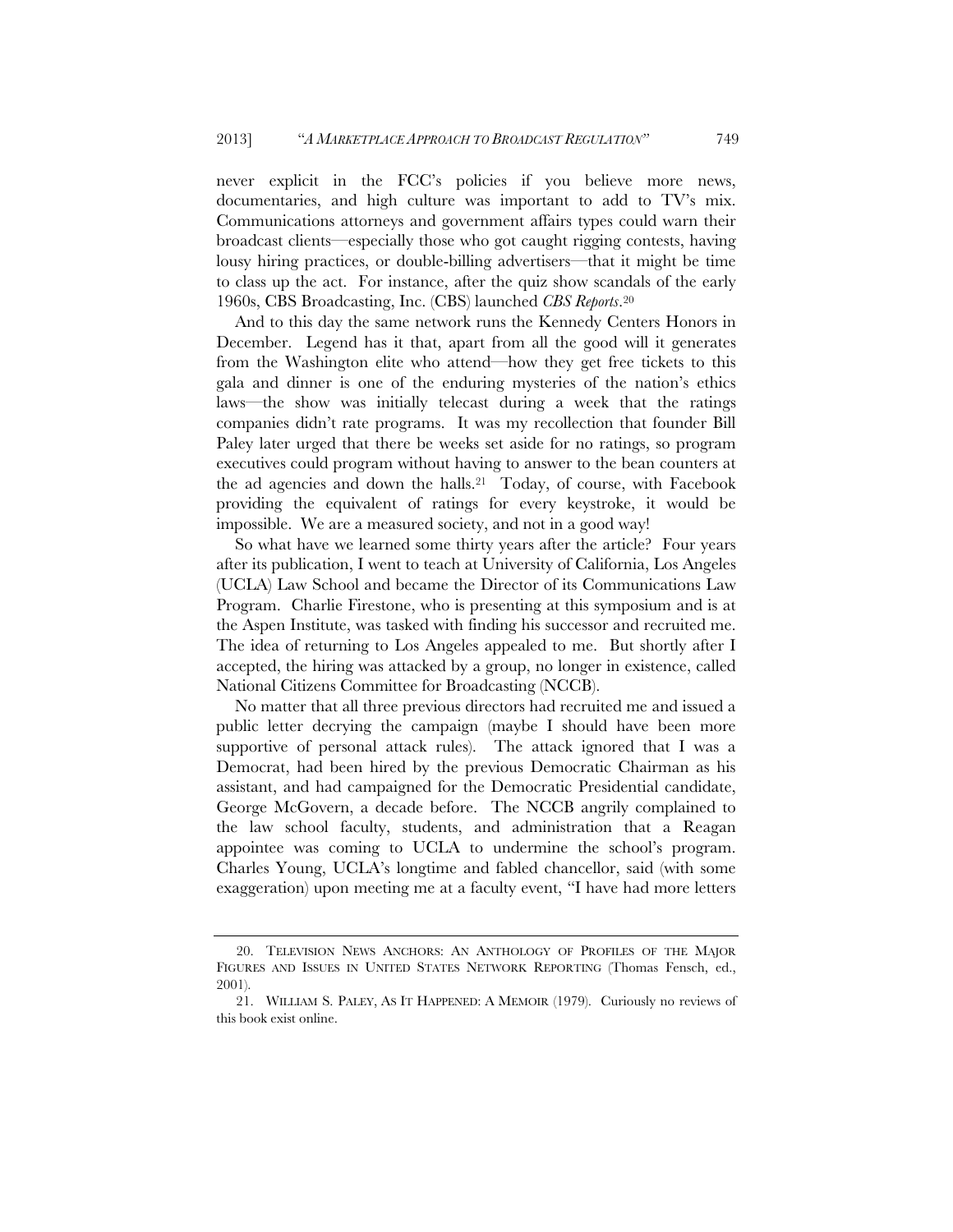never explicit in the FCC's policies if you believe more news, documentaries, and high culture was important to add to TV's mix. Communications attorneys and government affairs types could warn their broadcast clients—especially those who got caught rigging contests, having lousy hiring practices, or double-billing advertisers—that it might be time to class up the act. For instance, after the quiz show scandals of the early 1960s, CBS Broadcasting, Inc. (CBS) launched *CBS Reports*.[20]

And to this day the same network runs the Kennedy Centers Honors in December. Legend has it that, apart from all the good will it generates from the Washington elite who attend—how they get free tickets to this gala and dinner is one of the enduring mysteries of the nation's ethics laws—the show was initially telecast during a week that the ratings companies didn't rate programs. It was my recollection that founder Bill Paley later urged that there be weeks set aside for no ratings, so program executives could program without having to answer to the bean counters at the ad agencies and down the halls.[21] Today, of course, with Facebook providing the equivalent of ratings for every keystroke, it would be impossible. We are a measured society, and not in a good way!

So what have we learned some thirty years after the article? Four years after its publication, I went to teach at University of California, Los Angeles (UCLA) Law School and became the Director of its Communications Law Program. Charlie Firestone, who is presenting at this symposium and is at the Aspen Institute, was tasked with finding his successor and recruited me. The idea of returning to Los Angeles appealed to me. But shortly after I accepted, the hiring was attacked by a group, no longer in existence, called National Citizens Committee for Broadcasting (NCCB).

No matter that all three previous directors had recruited me and issued a public letter decrying the campaign (maybe I should have been more supportive of personal attack rules). The attack ignored that I was a Democrat, had been hired by the previous Democratic Chairman as his assistant, and had campaigned for the Democratic Presidential candidate, George McGovern, a decade before. The NCCB angrily complained to the law school faculty, students, and administration that a Reagan appointee was coming to UCLA to undermine the school's program. Charles Young, UCLA's longtime and fabled chancellor, said (with some exaggeration) upon meeting me at a faculty event, "I have had more letters

---

20. TELEVISION NEWS ANCHORS: AN ANTHOLOGY OF PROFILES OF THE MAJOR FIGURES AND ISSUES IN UNITED STATES NETWORK REPORTING (Thomas Fensch, ed., 2001).

21. WILLIAM S. PALEY, AS IT HAPPENED: A MEMOIR (1979). Curiously no reviews of this book exist online.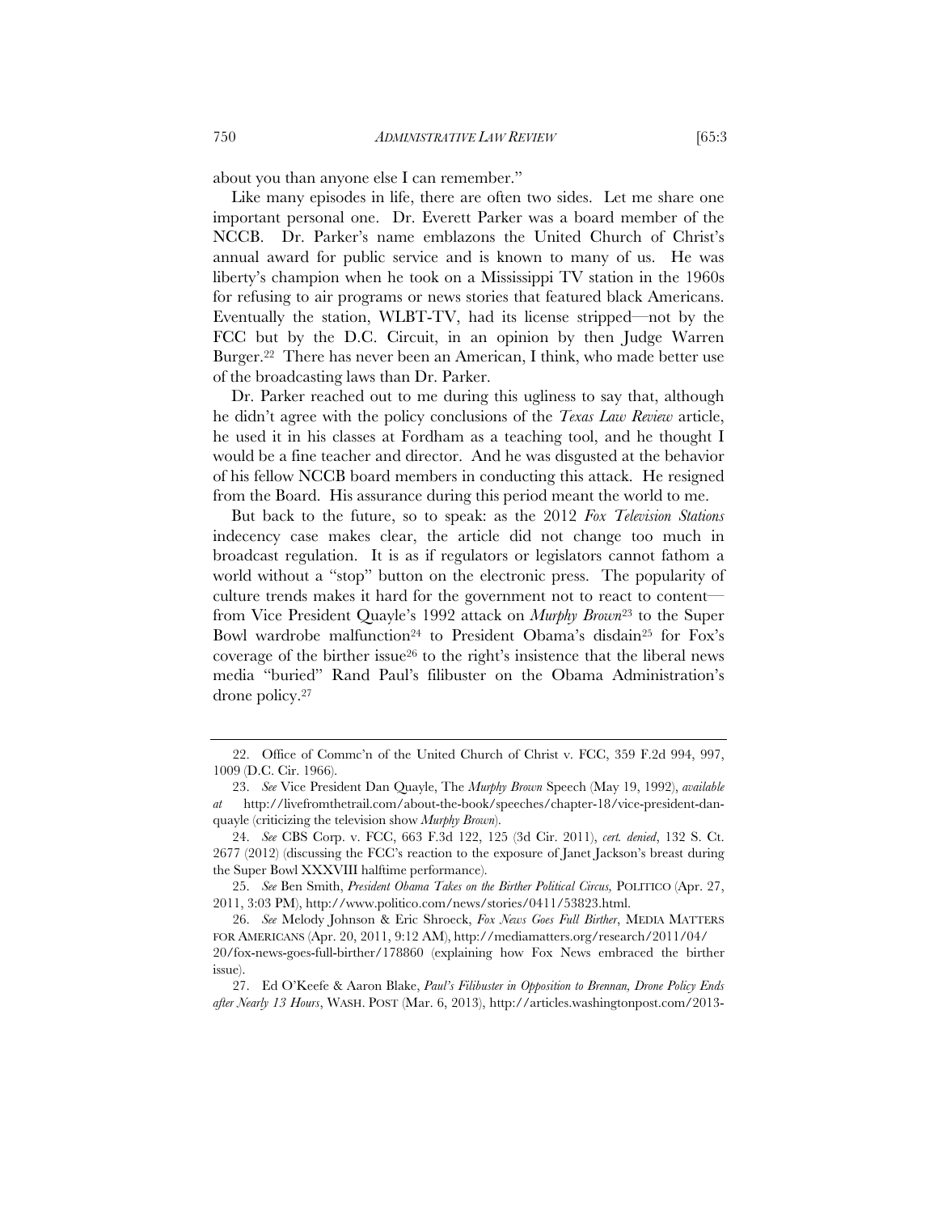about you than anyone else I can remember."

Like many episodes in life, there are often two sides. Let me share one important personal one. Dr. Everett Parker was a board member of the NCCB. Dr. Parker's name emblazons the United Church of Christ's annual award for public service and is known to many of us. He was liberty's champion when he took on a Mississippi TV station in the 1960s for refusing to air programs or news stories that featured black Americans. Eventually the station, WLBT-TV, had its license stripped—not by the FCC but by the D.C. Circuit, in an opinion by then Judge Warren Burger.[22] There has never been an American, I think, who made better use of the broadcasting laws than Dr. Parker.

Dr. Parker reached out to me during this ugliness to say that, although he didn't agree with the policy conclusions of the *Texas Law Review* article, he used it in his classes at Fordham as a teaching tool, and he thought I would be a fine teacher and director. And he was disgusted at the behavior of his fellow NCCB board members in conducting this attack. He resigned from the Board. His assurance during this period meant the world to me.

But back to the future, so to speak: as the 2012 *Fox Television Stations* indecency case makes clear, the article did not change too much in broadcast regulation. It is as if regulators or legislators cannot fathom a world without a "stop" button on the electronic press. The popularity of culture trends makes it hard for the government not to react to content—from Vice President Quayle's 1992 attack on *Murphy Brown*[23] to the Super Bowl wardrobe malfunction[24] to President Obama's disdain[25] for Fox's coverage of the birther issue[26] to the right's insistence that the liberal news media "buried" Rand Paul's filibuster on the Obama Administration's drone policy.[27]

---

22. Office of Commc'n of the United Church of Christ v. FCC, 359 F.2d 994, 997, 1009 (D.C. Cir. 1966).

23. *See* Vice President Dan Quayle, The *Murphy Brown* Speech (May 19, 1992), *available at* http://livefromthetrail.com/about-the-book/speeches/chapter-18/vice-president-dan-quayle (criticizing the television show *Murphy Brown*).

24. *See* CBS Corp. v. FCC, 663 F.3d 122, 125 (3d Cir. 2011), *cert. denied*, 132 S. Ct. 2677 (2012) (discussing the FCC's reaction to the exposure of Janet Jackson's breast during the Super Bowl XXXVIII halftime performance).

25. *See* Ben Smith, *President Obama Takes on the Birther Political Circus,* POLITICO (Apr. 27, 2011, 3:03 PM), http://www.politico.com/news/stories/0411/53823.html.

26. *See* Melody Johnson & Eric Shroeck, *Fox News Goes Full Birther*, MEDIA MATTERS FOR AMERICANS (Apr. 20, 2011, 9:12 AM), http://mediamatters.org/research/2011/04/20/fox-news-goes-full-birther/178860 (explaining how Fox News embraced the birther issue).

27. Ed O'Keefe & Aaron Blake, *Paul's Filibuster in Opposition to Brennan, Drone Policy Ends after Nearly 13 Hours*, WASH. POST (Mar. 6, 2013), http://articles.washingtonpost.com/2013-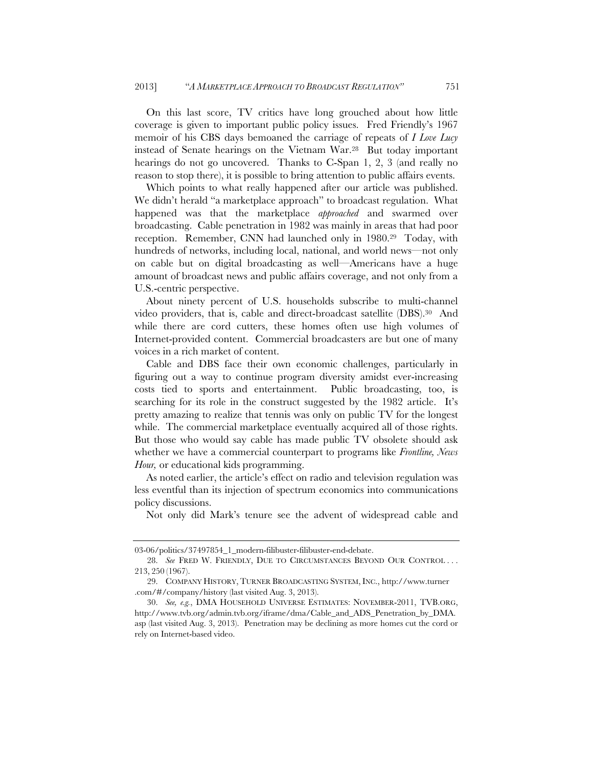On this last score, TV critics have long grouched about how little coverage is given to important public policy issues. Fred Friendly's 1967 memoir of his CBS days bemoaned the carriage of repeats of *I Love Lucy* instead of Senate hearings on the Vietnam War.[28] But today important hearings do not go uncovered. Thanks to C-Span 1, 2, 3 (and really no reason to stop there), it is possible to bring attention to public affairs events.

Which points to what really happened after our article was published. We didn't herald "a marketplace approach" to broadcast regulation. What happened was that the marketplace *approached* and swarmed over broadcasting. Cable penetration in 1982 was mainly in areas that had poor reception. Remember, CNN had launched only in 1980.[29] Today, with hundreds of networks, including local, national, and world news—not only on cable but on digital broadcasting as well—Americans have a huge amount of broadcast news and public affairs coverage, and not only from a U.S.-centric perspective.

About ninety percent of U.S. households subscribe to multi-channel video providers, that is, cable and direct-broadcast satellite (DBS).[30] And while there are cord cutters, these homes often use high volumes of Internet-provided content. Commercial broadcasters are but one of many voices in a rich market of content.

Cable and DBS face their own economic challenges, particularly in figuring out a way to continue program diversity amidst ever-increasing costs tied to sports and entertainment. Public broadcasting, too, is searching for its role in the construct suggested by the 1982 article. It's pretty amazing to realize that tennis was only on public TV for the longest while. The commercial marketplace eventually acquired all of those rights. But those who would say cable has made public TV obsolete should ask whether we have a commercial counterpart to programs like *Frontline, News Hour,* or educational kids programming.

As noted earlier, the article's effect on radio and television regulation was less eventful than its injection of spectrum economics into communications policy discussions.

Not only did Mark's tenure see the advent of widespread cable and

---

03-06/politics/37497854_1_modern-filibuster-filibuster-end-debate.

28. *See* FRED W. FRIENDLY, DUE TO CIRCUMSTANCES BEYOND OUR CONTROL . . . 213, 250 (1967).

29. COMPANY HISTORY, TURNER BROADCASTING SYSTEM, INC., http://www.turner.com/#/company/history (last visited Aug. 3, 2013).

30. *See, e.g.*, DMA HOUSEHOLD UNIVERSE ESTIMATES: NOVEMBER-2011, TVB.ORG, http://www.tvb.org/admin.tvb.org/iframe/dma/Cable_and_ADS_Penetration_by_DMA.asp (last visited Aug. 3, 2013). Penetration may be declining as more homes cut the cord or rely on Internet-based video.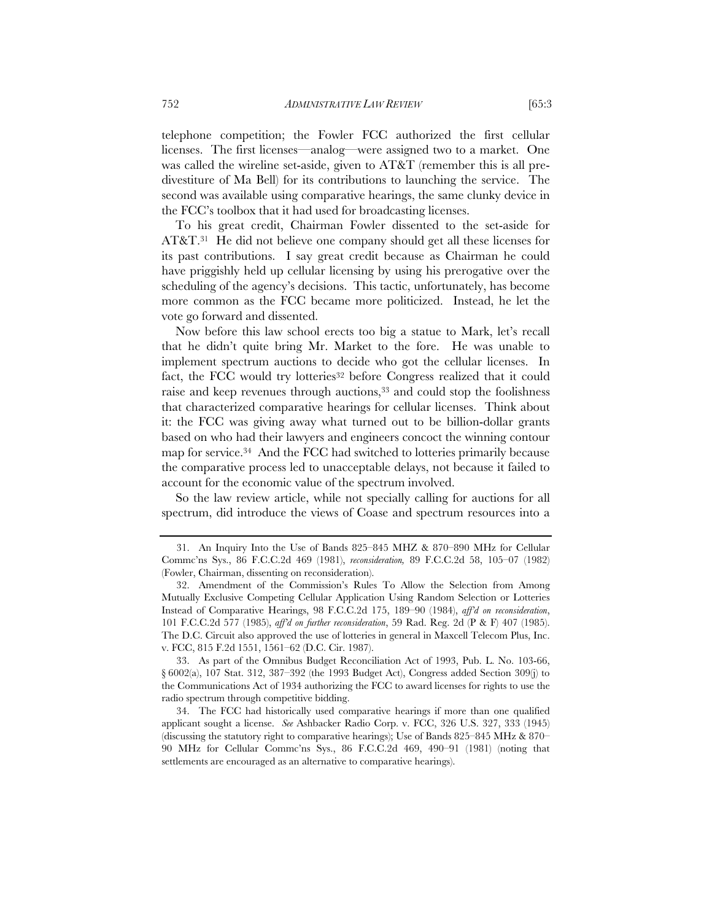telephone competition; the Fowler FCC authorized the first cellular licenses. The first licenses—analog—were assigned two to a market. One was called the wireline set-aside, given to AT&T (remember this is all pre-divestiture of Ma Bell) for its contributions to launching the service. The second was available using comparative hearings, the same clunky device in the FCC's toolbox that it had used for broadcasting licenses.

To his great credit, Chairman Fowler dissented to the set-aside for AT&T.[31] He did not believe one company should get all these licenses for its past contributions. I say great credit because as Chairman he could have priggishly held up cellular licensing by using his prerogative over the scheduling of the agency's decisions. This tactic, unfortunately, has become more common as the FCC became more politicized. Instead, he let the vote go forward and dissented.

Now before this law school erects too big a statue to Mark, let's recall that he didn't quite bring Mr. Market to the fore. He was unable to implement spectrum auctions to decide who got the cellular licenses. In fact, the FCC would try lotteries[32] before Congress realized that it could raise and keep revenues through auctions,[33] and could stop the foolishness that characterized comparative hearings for cellular licenses. Think about it: the FCC was giving away what turned out to be billion-dollar grants based on who had their lawyers and engineers concoct the winning contour map for service.[34] And the FCC had switched to lotteries primarily because the comparative process led to unacceptable delays, not because it failed to account for the economic value of the spectrum involved.

So the law review article, while not specially calling for auctions for all spectrum, did introduce the views of Coase and spectrum resources into a

---

31. An Inquiry Into the Use of Bands 825–845 MHZ & 870–890 MHz for Cellular Commc'ns Sys., 86 F.C.C.2d 469 (1981), *reconsideration,* 89 F.C.C.2d 58, 105–07 (1982) (Fowler, Chairman, dissenting on reconsideration).

32. Amendment of the Commission's Rules To Allow the Selection from Among Mutually Exclusive Competing Cellular Application Using Random Selection or Lotteries Instead of Comparative Hearings, 98 F.C.C.2d 175, 189–90 (1984), *aff'd on reconsideration*, 101 F.C.C.2d 577 (1985), *aff'd on further reconsideration*, 59 Rad. Reg. 2d (P & F) 407 (1985). The D.C. Circuit also approved the use of lotteries in general in Maxcell Telecom Plus, Inc. v. FCC, 815 F.2d 1551, 1561–62 (D.C. Cir. 1987).

33. As part of the Omnibus Budget Reconciliation Act of 1993, Pub. L. No. 103-66, § 6002(a), 107 Stat. 312, 387–392 (the 1993 Budget Act), Congress added Section 309(j) to the Communications Act of 1934 authorizing the FCC to award licenses for rights to use the radio spectrum through competitive bidding.

34. The FCC had historically used comparative hearings if more than one qualified applicant sought a license. *See* Ashbacker Radio Corp. v. FCC, 326 U.S. 327, 333 (1945) (discussing the statutory right to comparative hearings); Use of Bands 825–845 MHz & 870–90 MHz for Cellular Commc'ns Sys., 86 F.C.C.2d 469, 490–91 (1981) (noting that settlements are encouraged as an alternative to comparative hearings).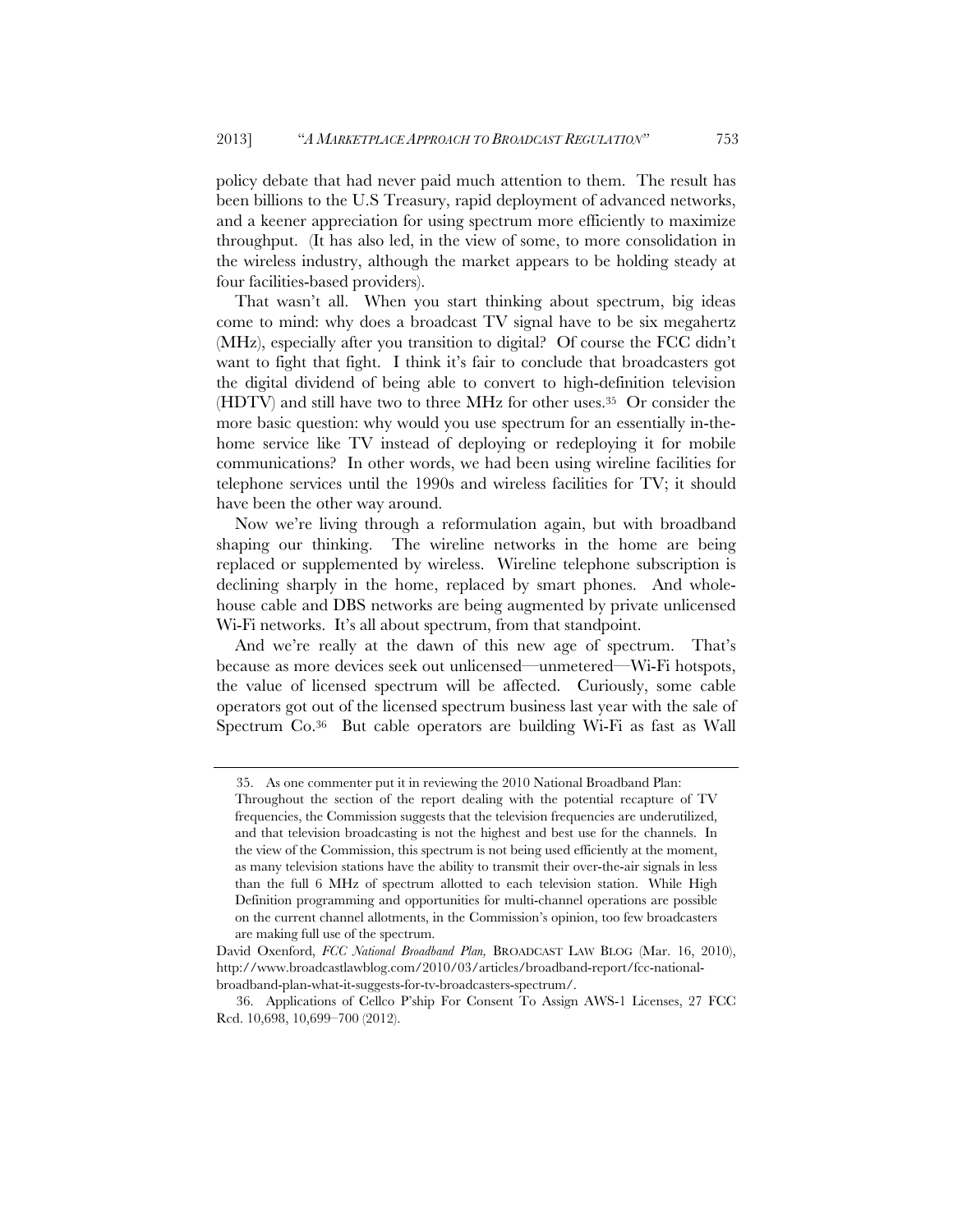policy debate that had never paid much attention to them. The result has been billions to the U.S Treasury, rapid deployment of advanced networks, and a keener appreciation for using spectrum more efficiently to maximize throughput. (It has also led, in the view of some, to more consolidation in the wireless industry, although the market appears to be holding steady at four facilities-based providers).

That wasn't all. When you start thinking about spectrum, big ideas come to mind: why does a broadcast TV signal have to be six megahertz (MHz), especially after you transition to digital? Of course the FCC didn't want to fight that fight. I think it's fair to conclude that broadcasters got the digital dividend of being able to convert to high-definition television (HDTV) and still have two to three MHz for other uses.[35] Or consider the more basic question: why would you use spectrum for an essentially in-the-home service like TV instead of deploying or redeploying it for mobile communications? In other words, we had been using wireline facilities for telephone services until the 1990s and wireless facilities for TV; it should have been the other way around.

Now we're living through a reformulation again, but with broadband shaping our thinking. The wireline networks in the home are being replaced or supplemented by wireless. Wireline telephone subscription is declining sharply in the home, replaced by smart phones. And whole-house cable and DBS networks are being augmented by private unlicensed Wi-Fi networks. It's all about spectrum, from that standpoint.

And we're really at the dawn of this new age of spectrum. That's because as more devices seek out unlicensed—unmetered—Wi-Fi hotspots, the value of licensed spectrum will be affected. Curiously, some cable operators got out of the licensed spectrum business last year with the sale of Spectrum Co.[36] But cable operators are building Wi-Fi as fast as Wall

---

35. As one commenter put it in reviewing the 2010 National Broadband Plan:

> Throughout the section of the report dealing with the potential recapture of TV frequencies, the Commission suggests that the television frequencies are underutilized, and that television broadcasting is not the highest and best use for the channels. In the view of the Commission, this spectrum is not being used efficiently at the moment, as many television stations have the ability to transmit their over-the-air signals in less than the full 6 MHz of spectrum allotted to each television station. While High Definition programming and opportunities for multi-channel operations are possible on the current channel allotments, in the Commission's opinion, too few broadcasters are making full use of the spectrum.

David Oxenford, *FCC National Broadband Plan*, BROADCAST LAW BLOG (Mar. 16, 2010), http://www.broadcastlawblog.com/2010/03/articles/broadband-report/fcc-national-broadband-plan-what-it-suggests-for-tv-broadcasters-spectrum/.

36. Applications of Cellco P'ship For Consent To Assign AWS-1 Licenses, 27 FCC Rcd. 10,698, 10,699–700 (2012).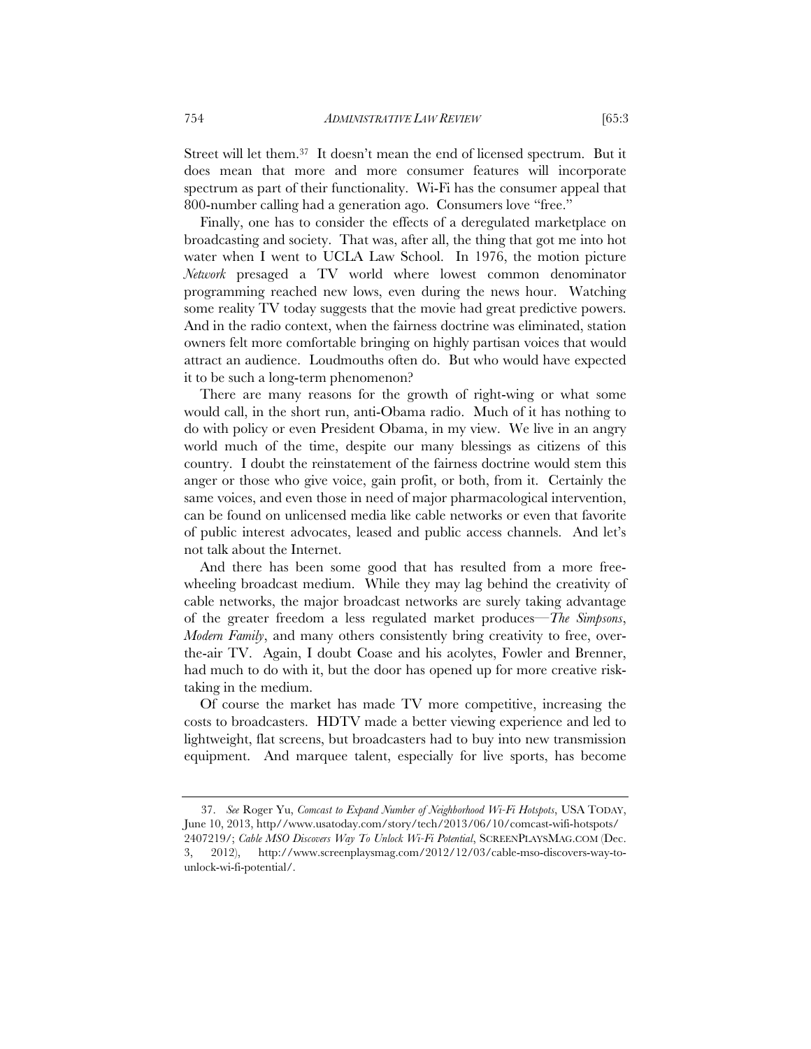Street will let them.[37] It doesn't mean the end of licensed spectrum. But it does mean that more and more consumer features will incorporate spectrum as part of their functionality. Wi-Fi has the consumer appeal that 800-number calling had a generation ago. Consumers love "free."

Finally, one has to consider the effects of a deregulated marketplace on broadcasting and society. That was, after all, the thing that got me into hot water when I went to UCLA Law School. In 1976, the motion picture *Network* presaged a TV world where lowest common denominator programming reached new lows, even during the news hour. Watching some reality TV today suggests that the movie had great predictive powers. And in the radio context, when the fairness doctrine was eliminated, station owners felt more comfortable bringing on highly partisan voices that would attract an audience. Loudmouths often do. But who would have expected it to be such a long-term phenomenon?

There are many reasons for the growth of right-wing or what some would call, in the short run, anti-Obama radio. Much of it has nothing to do with policy or even President Obama, in my view. We live in an angry world much of the time, despite our many blessings as citizens of this country. I doubt the reinstatement of the fairness doctrine would stem this anger or those who give voice, gain profit, or both, from it. Certainly the same voices, and even those in need of major pharmacological intervention, can be found on unlicensed media like cable networks or even that favorite of public interest advocates, leased and public access channels. And let's not talk about the Internet.

And there has been some good that has resulted from a more free-wheeling broadcast medium. While they may lag behind the creativity of cable networks, the major broadcast networks are surely taking advantage of the greater freedom a less regulated market produces—*The Simpsons*, *Modern Family*, and many others consistently bring creativity to free, over-the-air TV. Again, I doubt Coase and his acolytes, Fowler and Brenner, had much to do with it, but the door has opened up for more creative risk-taking in the medium.

Of course the market has made TV more competitive, increasing the costs to broadcasters. HDTV made a better viewing experience and led to lightweight, flat screens, but broadcasters had to buy into new transmission equipment. And marquee talent, especially for live sports, has become

---

37. *See* Roger Yu, *Comcast to Expand Number of Neighborhood Wi-Fi Hotspots*, USA TODAY, June 10, 2013, http//www.usatoday.com/story/tech/2013/06/10/comcast-wifi-hotspots/2407219/; *Cable MSO Discovers Way To Unlock Wi-Fi Potential*, SCREENPLAYSMAG.COM (Dec. 3, 2012), http://www.screenplaysmag.com/2012/12/03/cable-mso-discovers-way-to-unlock-wi-fi-potential/.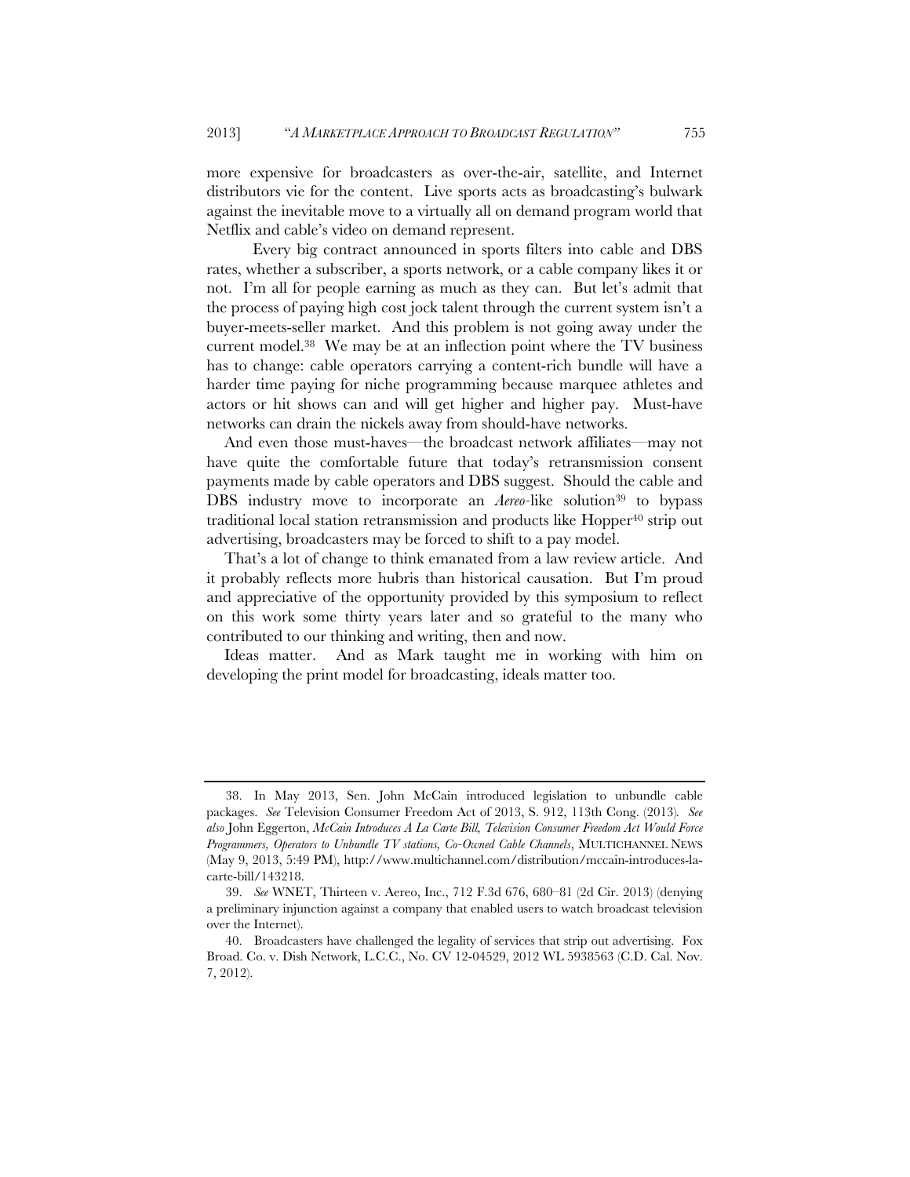more expensive for broadcasters as over-the-air, satellite, and Internet distributors vie for the content. Live sports acts as broadcasting's bulwark against the inevitable move to a virtually all on demand program world that Netflix and cable's video on demand represent.

Every big contract announced in sports filters into cable and DBS rates, whether a subscriber, a sports network, or a cable company likes it or not. I'm all for people earning as much as they can. But let's admit that the process of paying high cost jock talent through the current system isn't a buyer-meets-seller market. And this problem is not going away under the current model.[38] We may be at an inflection point where the TV business has to change: cable operators carrying a content-rich bundle will have a harder time paying for niche programming because marquee athletes and actors or hit shows can and will get higher and higher pay. Must-have networks can drain the nickels away from should-have networks.

And even those must-haves—the broadcast network affiliates—may not have quite the comfortable future that today's retransmission consent payments made by cable operators and DBS suggest. Should the cable and DBS industry move to incorporate an *Aereo*-like solution[39] to bypass traditional local station retransmission and products like Hopper[40] strip out advertising, broadcasters may be forced to shift to a pay model.

That's a lot of change to think emanated from a law review article. And it probably reflects more hubris than historical causation. But I'm proud and appreciative of the opportunity provided by this symposium to reflect on this work some thirty years later and so grateful to the many who contributed to our thinking and writing, then and now.

Ideas matter. And as Mark taught me in working with him on developing the print model for broadcasting, ideals matter too.

---

38. In May 2013, Sen. John McCain introduced legislation to unbundle cable packages. *See* Television Consumer Freedom Act of 2013, S. 912, 113th Cong. (2013). *See also* John Eggerton, *McCain Introduces A La Carte Bill, Television Consumer Freedom Act Would Force Programmers, Operators to Unbundle TV stations, Co-Owned Cable Channels*, MULTICHANNEL NEWS (May 9, 2013, 5:49 PM), http://www.multichannel.com/distribution/mccain-introduces-la-carte-bill/143218.

39. *See* WNET, Thirteen v. Aereo, Inc., 712 F.3d 676, 680–81 (2d Cir. 2013) (denying a preliminary injunction against a company that enabled users to watch broadcast television over the Internet).

40. Broadcasters have challenged the legality of services that strip out advertising. Fox Broad. Co. v. Dish Network, L.C.C., No. CV 12-04529, 2012 WL 5938563 (C.D. Cal. Nov. 7, 2012).